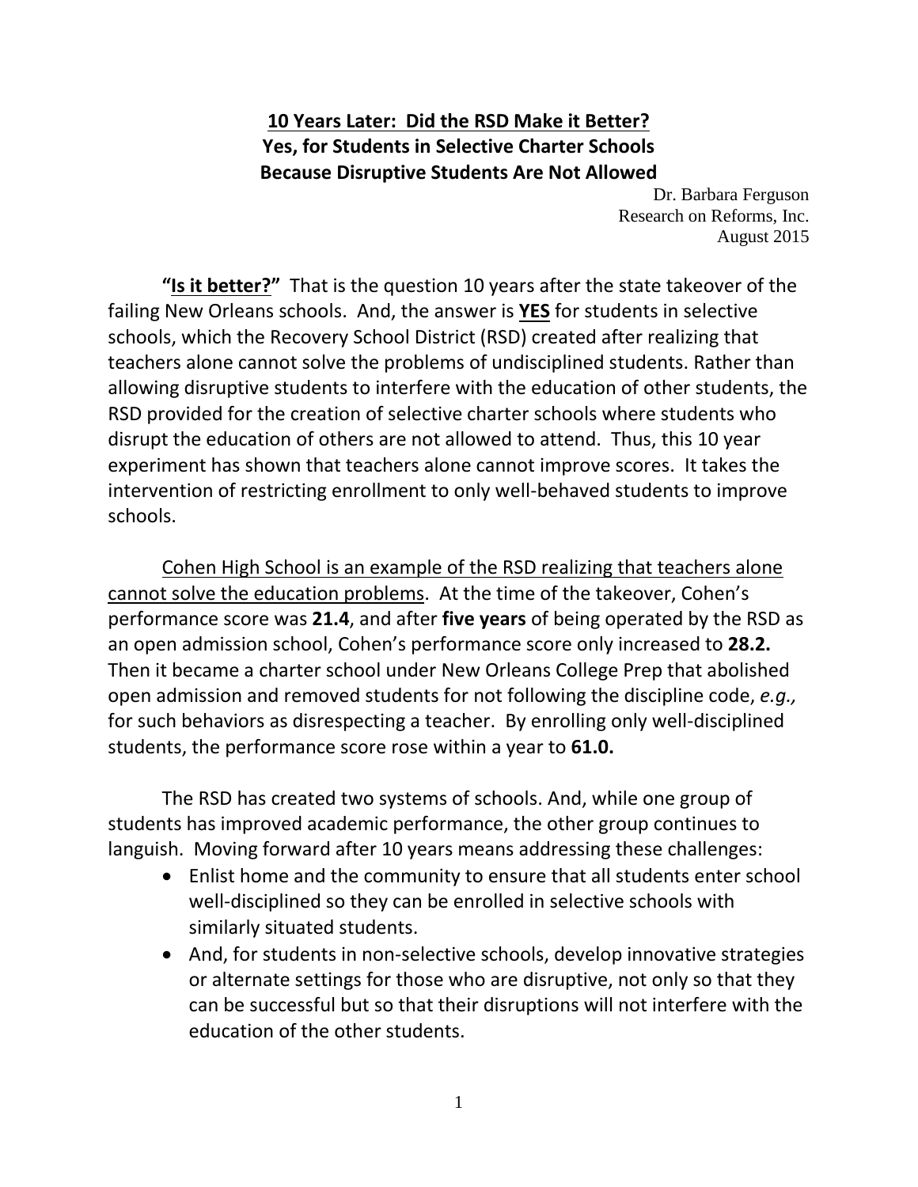# **<u>10 Years Later: Did the RSD Make it Better?</u>**
# **Yes, for Students in Selective Charter Schools Because Disruptive Students Are Not Allowed**

Dr. Barbara Ferguson
Research on Reforms, Inc.
August 2015

**"<u>Is it better?</u>"** That is the question 10 years after the state takeover of the failing New Orleans schools. And, the answer is **<u>YES</u>** for students in selective schools, which the Recovery School District (RSD) created after realizing that teachers alone cannot solve the problems of undisciplined students. Rather than allowing disruptive students to interfere with the education of other students, the RSD provided for the creation of selective charter schools where students who disrupt the education of others are not allowed to attend. Thus, this 10 year experiment has shown that teachers alone cannot improve scores. It takes the intervention of restricting enrollment to only well-behaved students to improve schools.

<u>Cohen High School is an example of the RSD realizing that teachers alone cannot solve the education problems</u>. At the time of the takeover, Cohen's performance score was **21.4**, and after **five years** of being operated by the RSD as an open admission school, Cohen's performance score only increased to **28.2.** Then it became a charter school under New Orleans College Prep that abolished open admission and removed students for not following the discipline code, *e.g.,* for such behaviors as disrespecting a teacher. By enrolling only well-disciplined students, the performance score rose within a year to **61.0.**

The RSD has created two systems of schools. And, while one group of students has improved academic performance, the other group continues to languish. Moving forward after 10 years means addressing these challenges:

- Enlist home and the community to ensure that all students enter school well-disciplined so they can be enrolled in selective schools with similarly situated students.
- And, for students in non-selective schools, develop innovative strategies or alternate settings for those who are disruptive, not only so that they can be successful but so that their disruptions will not interfere with the education of the other students.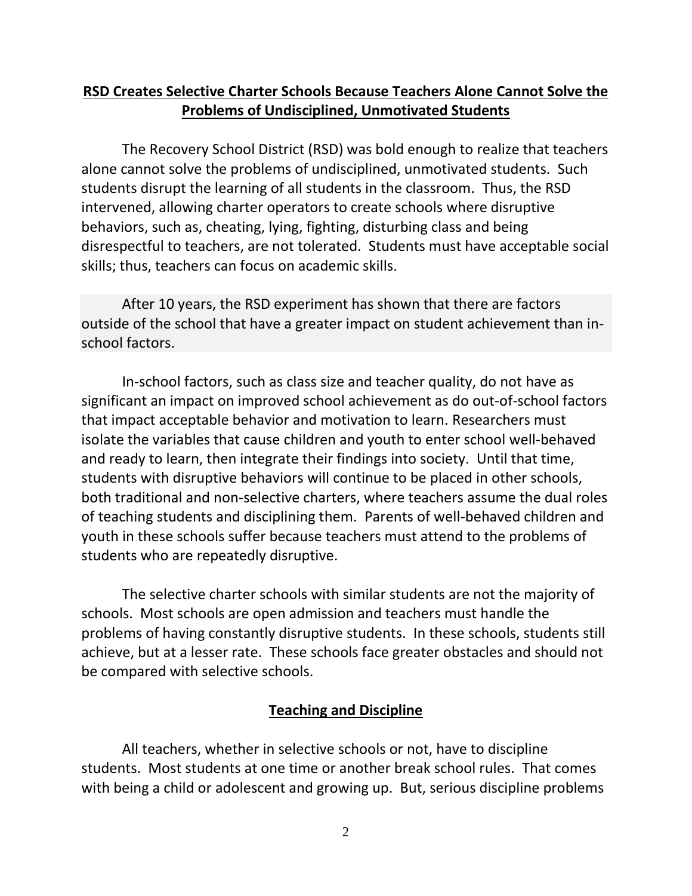## **RSD Creates Selective Charter Schools Because Teachers Alone Cannot Solve the Problems of Undisciplined, Unmotivated Students**

The Recovery School District (RSD) was bold enough to realize that teachers alone cannot solve the problems of undisciplined, unmotivated students. Such students disrupt the learning of all students in the classroom. Thus, the RSD intervened, allowing charter operators to create schools where disruptive behaviors, such as, cheating, lying, fighting, disturbing class and being disrespectful to teachers, are not tolerated. Students must have acceptable social skills; thus, teachers can focus on academic skills.

After 10 years, the RSD experiment has shown that there are factors outside of the school that have a greater impact on student achievement than in-school factors.

In-school factors, such as class size and teacher quality, do not have as significant an impact on improved school achievement as do out-of-school factors that impact acceptable behavior and motivation to learn. Researchers must isolate the variables that cause children and youth to enter school well-behaved and ready to learn, then integrate their findings into society. Until that time, students with disruptive behaviors will continue to be placed in other schools, both traditional and non-selective charters, where teachers assume the dual roles of teaching students and disciplining them. Parents of well-behaved children and youth in these schools suffer because teachers must attend to the problems of students who are repeatedly disruptive.

The selective charter schools with similar students are not the majority of schools. Most schools are open admission and teachers must handle the problems of having constantly disruptive students. In these schools, students still achieve, but at a lesser rate. These schools face greater obstacles and should not be compared with selective schools.

## **Teaching and Discipline**

All teachers, whether in selective schools or not, have to discipline students. Most students at one time or another break school rules. That comes with being a child or adolescent and growing up. But, serious discipline problems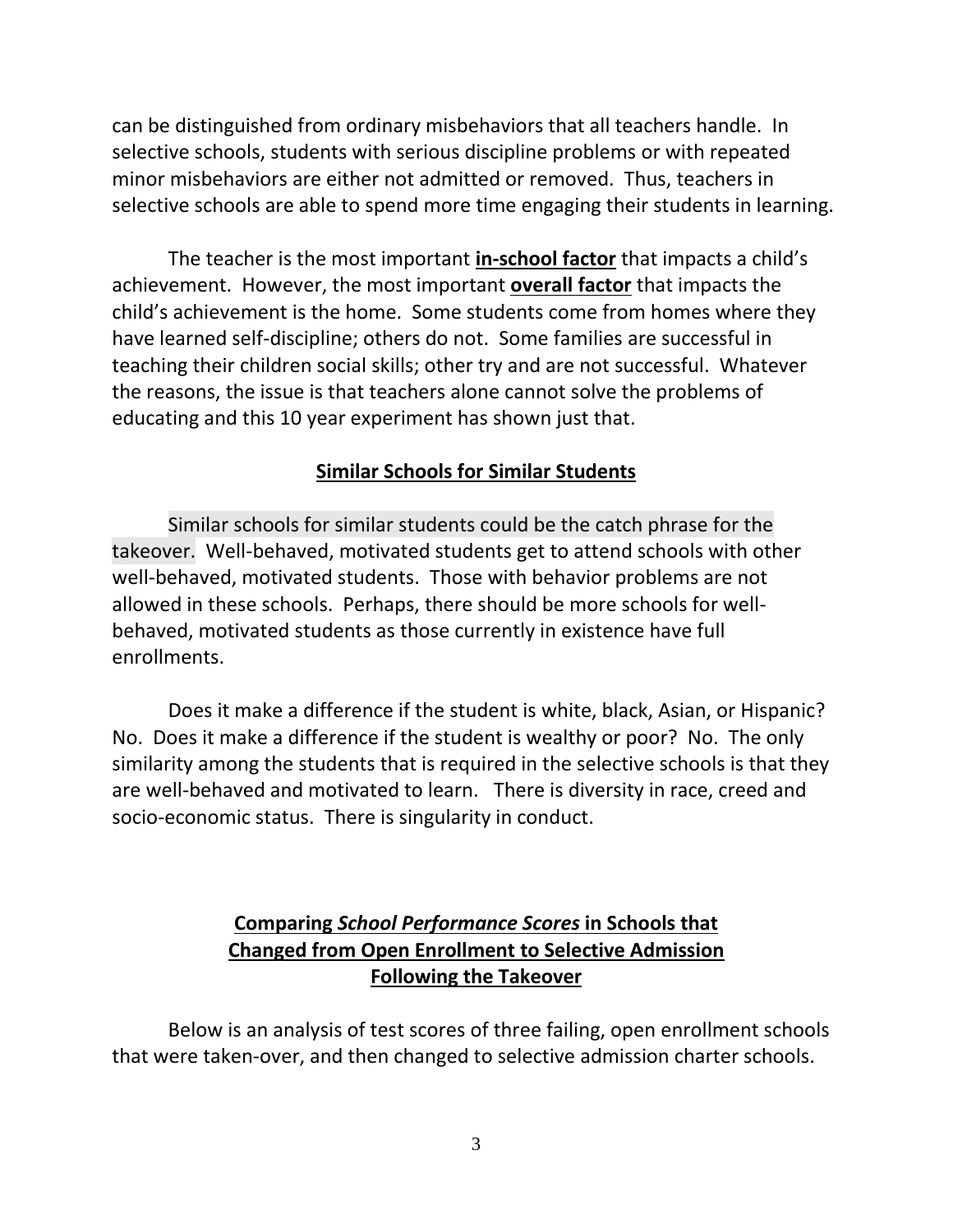can be distinguished from ordinary misbehaviors that all teachers handle. In selective schools, students with serious discipline problems or with repeated minor misbehaviors are either not admitted or removed. Thus, teachers in selective schools are able to spend more time engaging their students in learning.

The teacher is the most important **in-school factor** that impacts a child's achievement. However, the most important **overall factor** that impacts the child's achievement is the home. Some students come from homes where they have learned self-discipline; others do not. Some families are successful in teaching their children social skills; other try and are not successful. Whatever the reasons, the issue is that teachers alone cannot solve the problems of educating and this 10 year experiment has shown just that.

## Similar Schools for Similar Students

Similar schools for similar students could be the catch phrase for the takeover. Well-behaved, motivated students get to attend schools with other well-behaved, motivated students. Those with behavior problems are not allowed in these schools. Perhaps, there should be more schools for well-behaved, motivated students as those currently in existence have full enrollments.

Does it make a difference if the student is white, black, Asian, or Hispanic? No. Does it make a difference if the student is wealthy or poor? No. The only similarity among the students that is required in the selective schools is that they are well-behaved and motivated to learn. There is diversity in race, creed and socio-economic status. There is singularity in conduct.

## Comparing *School Performance Scores* in Schools that Changed from Open Enrollment to Selective Admission Following the Takeover

Below is an analysis of test scores of three failing, open enrollment schools that were taken-over, and then changed to selective admission charter schools.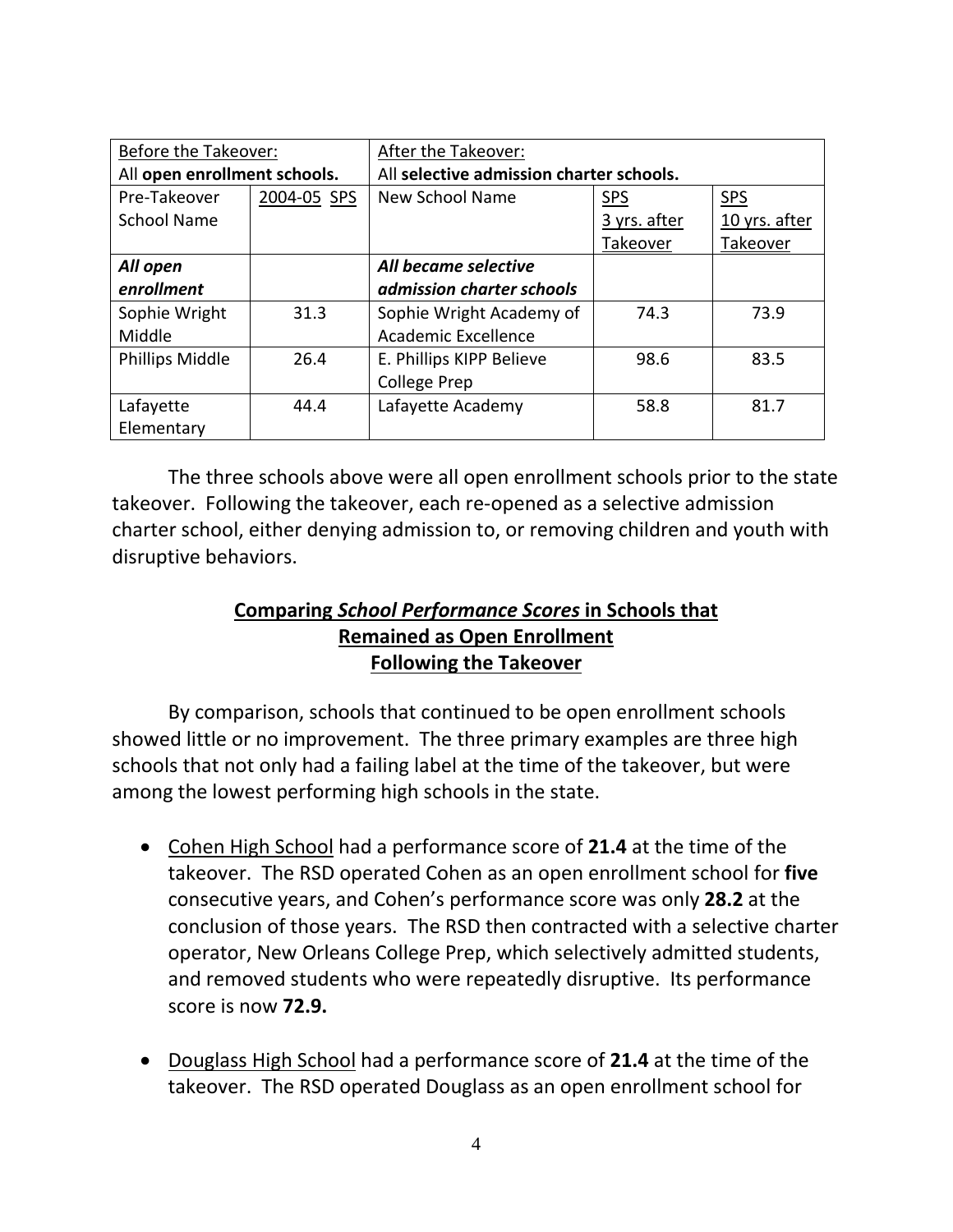| Before the Takeover: All **open enrollment schools.** | | After the Takeover: All **selective admission charter schools.** | | |
|---|---|---|---|---|
| Pre-Takeover School Name | 2004-05 SPS | New School Name | SPS 3 yrs. after Takeover | SPS 10 yrs. after Takeover |
| ***All open enrollment*** | | ***All became selective admission charter schools*** | | |
| Sophie Wright Middle | 31.3 | Sophie Wright Academy of Academic Excellence | 74.3 | 73.9 |
| Phillips Middle | 26.4 | E. Phillips KIPP Believe College Prep | 98.6 | 83.5 |
| Lafayette Elementary | 44.4 | Lafayette Academy | 58.8 | 81.7 |

The three schools above were all open enrollment schools prior to the state takeover. Following the takeover, each re-opened as a selective admission charter school, either denying admission to, or removing children and youth with disruptive behaviors.

## Comparing *School Performance Scores* in Schools that Remained as Open Enrollment Following the Takeover

By comparison, schools that continued to be open enrollment schools showed little or no improvement. The three primary examples are three high schools that not only had a failing label at the time of the takeover, but were among the lowest performing high schools in the state.

- Cohen High School had a performance score of **21.4** at the time of the takeover. The RSD operated Cohen as an open enrollment school for **five** consecutive years, and Cohen's performance score was only **28.2** at the conclusion of those years. The RSD then contracted with a selective charter operator, New Orleans College Prep, which selectively admitted students, and removed students who were repeatedly disruptive. Its performance score is now **72.9.**

- Douglass High School had a performance score of **21.4** at the time of the takeover. The RSD operated Douglass as an open enrollment school for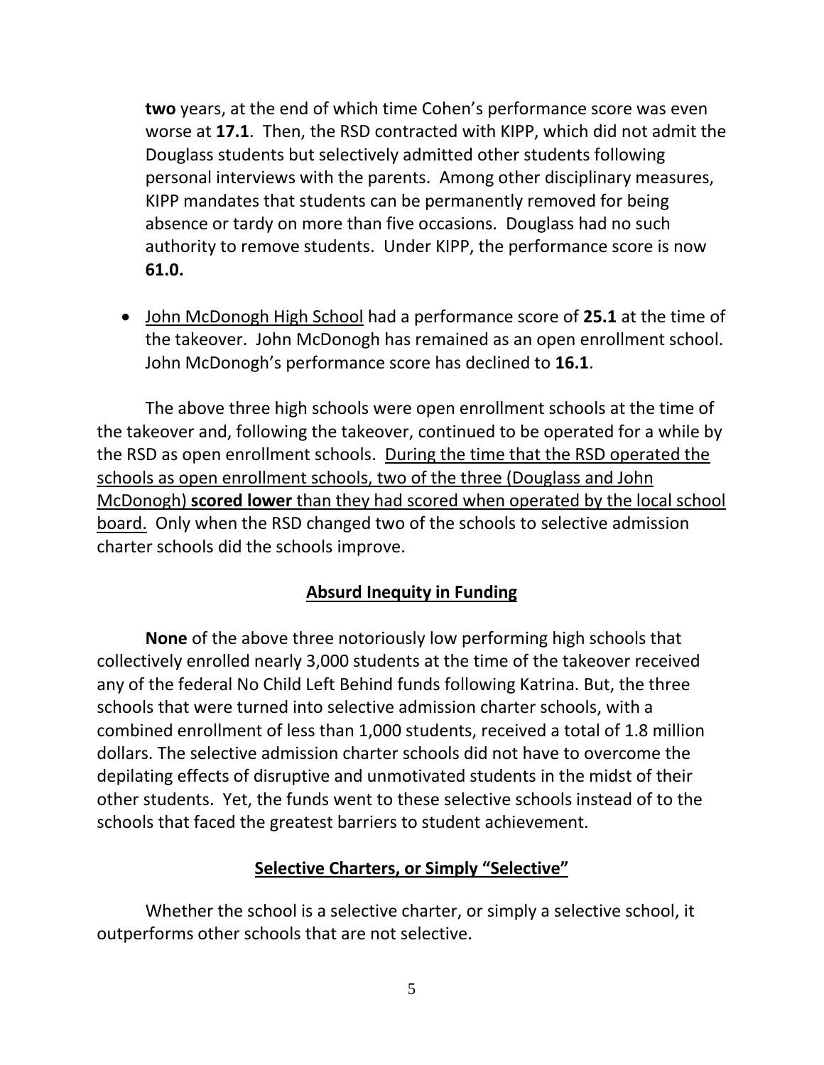**two** years, at the end of which time Cohen's performance score was even worse at **17.1**. Then, the RSD contracted with KIPP, which did not admit the Douglass students but selectively admitted other students following personal interviews with the parents. Among other disciplinary measures, KIPP mandates that students can be permanently removed for being absence or tardy on more than five occasions. Douglass had no such authority to remove students. Under KIPP, the performance score is now **61.0.**

- <u>John McDonogh High School</u> had a performance score of **25.1** at the time of the takeover. John McDonogh has remained as an open enrollment school. John McDonogh's performance score has declined to **16.1**.

The above three high schools were open enrollment schools at the time of the takeover and, following the takeover, continued to be operated for a while by the RSD as open enrollment schools. <u>During the time that the RSD operated the schools as open enrollment schools, two of the three (Douglass and John McDonogh)</u> **<u>scored lower</u>** <u>than they had scored when operated by the local school board.</u> Only when the RSD changed two of the schools to selective admission charter schools did the schools improve.

## <u>Absurd Inequity in Funding</u>

**None** of the above three notoriously low performing high schools that collectively enrolled nearly 3,000 students at the time of the takeover received any of the federal No Child Left Behind funds following Katrina. But, the three schools that were turned into selective admission charter schools, with a combined enrollment of less than 1,000 students, received a total of 1.8 million dollars. The selective admission charter schools did not have to overcome the depilating effects of disruptive and unmotivated students in the midst of their other students. Yet, the funds went to these selective schools instead of to the schools that faced the greatest barriers to student achievement.

## <u>Selective Charters, or Simply "Selective"</u>

Whether the school is a selective charter, or simply a selective school, it outperforms other schools that are not selective.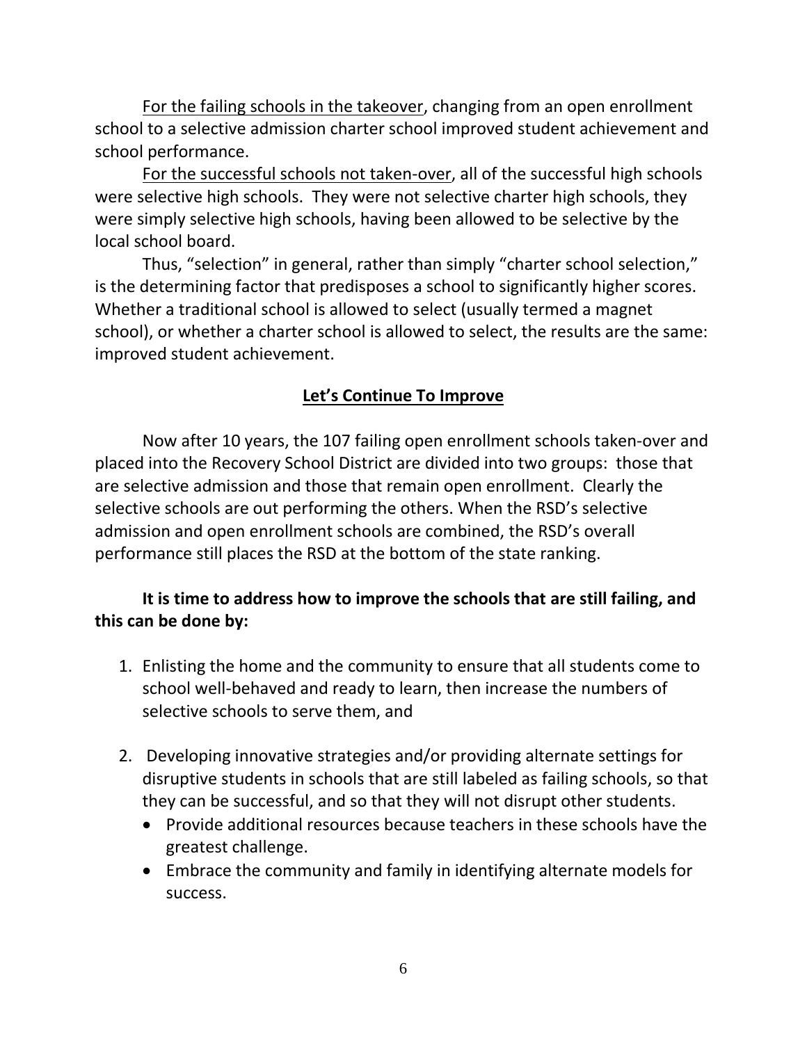For the failing schools in the takeover, changing from an open enrollment school to a selective admission charter school improved student achievement and school performance.

For the successful schools not taken-over, all of the successful high schools were selective high schools. They were not selective charter high schools, they were simply selective high schools, having been allowed to be selective by the local school board.

Thus, "selection" in general, rather than simply "charter school selection," is the determining factor that predisposes a school to significantly higher scores. Whether a traditional school is allowed to select (usually termed a magnet school), or whether a charter school is allowed to select, the results are the same: improved student achievement.

## Let's Continue To Improve

Now after 10 years, the 107 failing open enrollment schools taken-over and placed into the Recovery School District are divided into two groups: those that are selective admission and those that remain open enrollment. Clearly the selective schools are out performing the others. When the RSD's selective admission and open enrollment schools are combined, the RSD's overall performance still places the RSD at the bottom of the state ranking.

**It is time to address how to improve the schools that are still failing, and this can be done by:**

1. Enlisting the home and the community to ensure that all students come to school well-behaved and ready to learn, then increase the numbers of selective schools to serve them, and
2. Developing innovative strategies and/or providing alternate settings for disruptive students in schools that are still labeled as failing schools, so that they can be successful, and so that they will not disrupt other students.
   - Provide additional resources because teachers in these schools have the greatest challenge.
   - Embrace the community and family in identifying alternate models for success.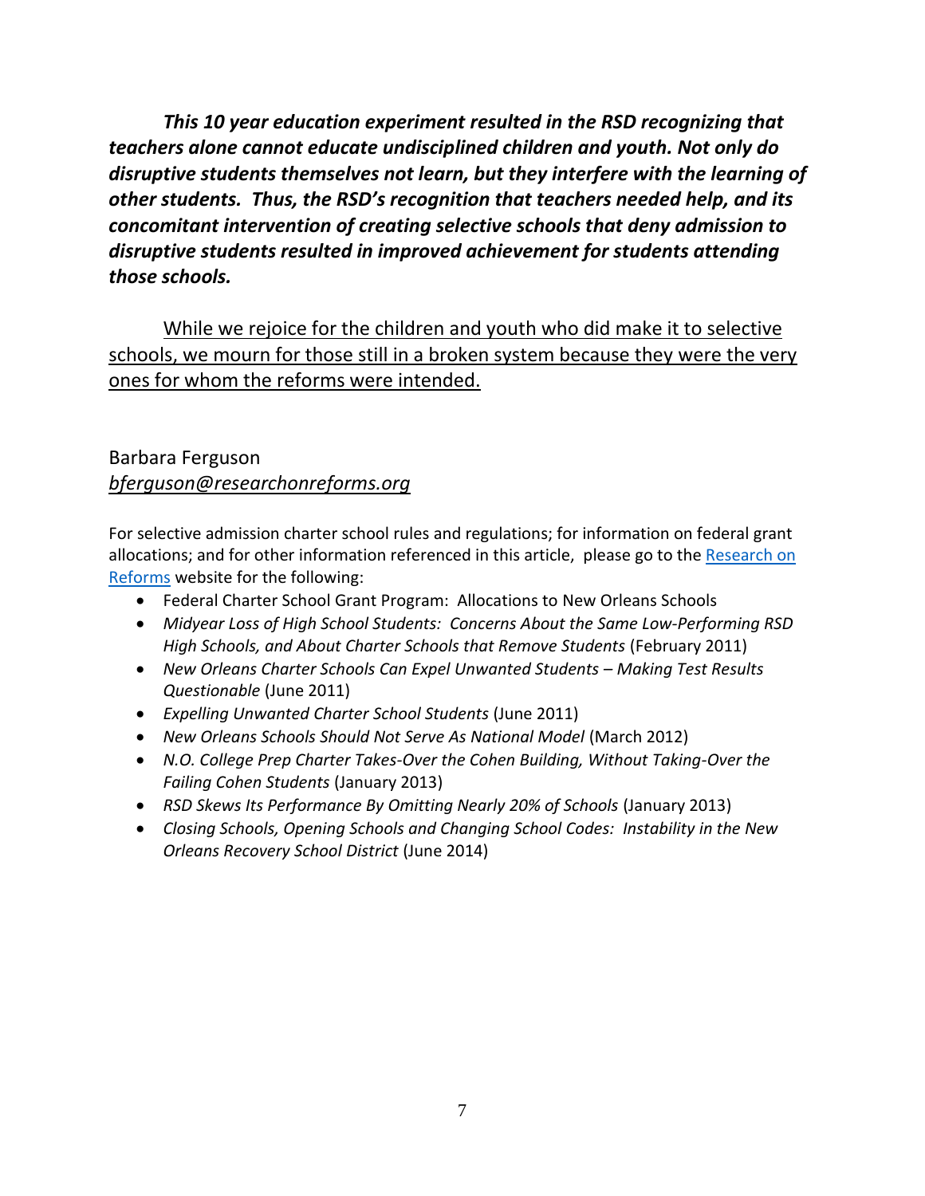***This 10 year education experiment resulted in the RSD recognizing that teachers alone cannot educate undisciplined children and youth. Not only do disruptive students themselves not learn, but they interfere with the learning of other students. Thus, the RSD's recognition that teachers needed help, and its concomitant intervention of creating selective schools that deny admission to disruptive students resulted in improved achievement for students attending those schools.***

<u>While we rejoice for the children and youth who did make it to selective schools, we mourn for those still in a broken system because they were the very ones for whom the reforms were intended.</u>

Barbara Ferguson
*bferguson@researchonreforms.org*

For selective admission charter school rules and regulations; for information on federal grant allocations; and for other information referenced in this article, please go to the Research on Reforms website for the following:

- Federal Charter School Grant Program: Allocations to New Orleans Schools
- *Midyear Loss of High School Students: Concerns About the Same Low-Performing RSD High Schools, and About Charter Schools that Remove Students* (February 2011)
- *New Orleans Charter Schools Can Expel Unwanted Students – Making Test Results Questionable* (June 2011)
- *Expelling Unwanted Charter School Students* (June 2011)
- *New Orleans Schools Should Not Serve As National Model* (March 2012)
- *N.O. College Prep Charter Takes-Over the Cohen Building, Without Taking-Over the Failing Cohen Students* (January 2013)
- *RSD Skews Its Performance By Omitting Nearly 20% of Schools* (January 2013)
- *Closing Schools, Opening Schools and Changing School Codes: Instability in the New Orleans Recovery School District* (June 2014)